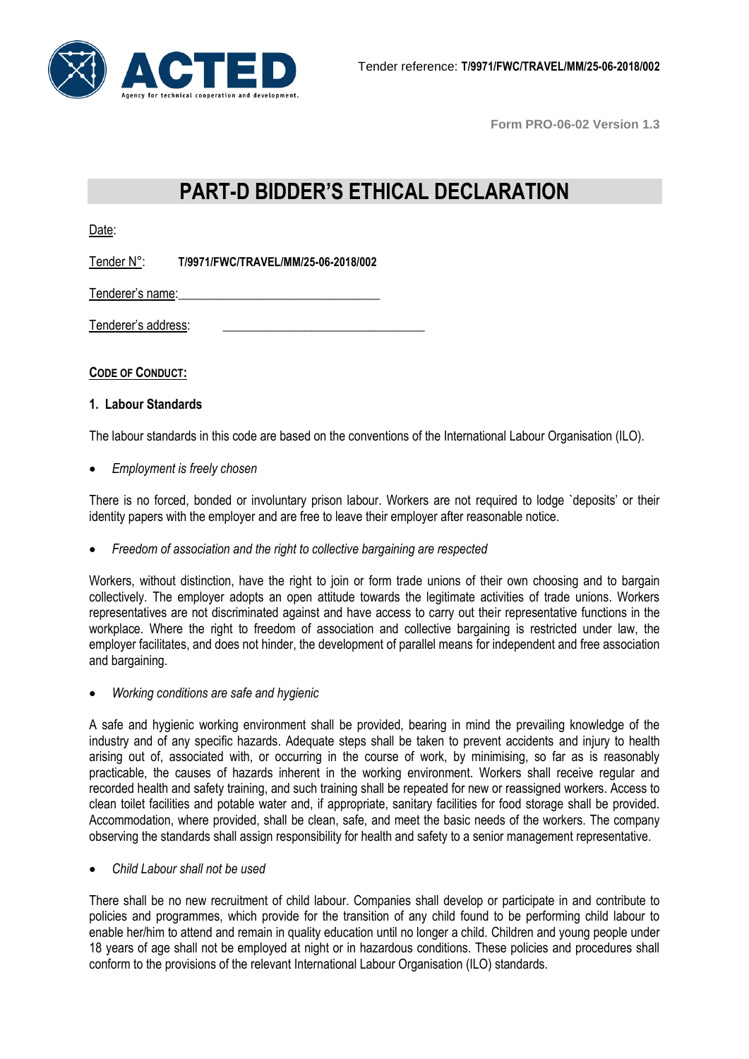Tender reference: **T/9971/FWC/TRAVEL/MM/25-06-2018/002**

**Form PRO-06-02 Version 1.3**

# PART-D BIDDER'S ETHICAL DECLARATION

Date:

Tender N°: **T/9971/FWC/TRAVEL/MM/25-06-2018/002**

Tenderer's name:_______________________________

Tenderer's address: _______________________________

**CODE OF CONDUCT:**

**1. Labour Standards**

The labour standards in this code are based on the conventions of the International Labour Organisation (ILO).

- *Employment is freely chosen*

There is no forced, bonded or involuntary prison labour. Workers are not required to lodge `deposits' or their identity papers with the employer and are free to leave their employer after reasonable notice.

- *Freedom of association and the right to collective bargaining are respected*

Workers, without distinction, have the right to join or form trade unions of their own choosing and to bargain collectively. The employer adopts an open attitude towards the legitimate activities of trade unions. Workers representatives are not discriminated against and have access to carry out their representative functions in the workplace. Where the right to freedom of association and collective bargaining is restricted under law, the employer facilitates, and does not hinder, the development of parallel means for independent and free association and bargaining.

- *Working conditions are safe and hygienic*

A safe and hygienic working environment shall be provided, bearing in mind the prevailing knowledge of the industry and of any specific hazards. Adequate steps shall be taken to prevent accidents and injury to health arising out of, associated with, or occurring in the course of work, by minimising, so far as is reasonably practicable, the causes of hazards inherent in the working environment. Workers shall receive regular and recorded health and safety training, and such training shall be repeated for new or reassigned workers. Access to clean toilet facilities and potable water and, if appropriate, sanitary facilities for food storage shall be provided. Accommodation, where provided, shall be clean, safe, and meet the basic needs of the workers. The company observing the standards shall assign responsibility for health and safety to a senior management representative.

- *Child Labour shall not be used*

There shall be no new recruitment of child labour. Companies shall develop or participate in and contribute to policies and programmes, which provide for the transition of any child found to be performing child labour to enable her/him to attend and remain in quality education until no longer a child. Children and young people under 18 years of age shall not be employed at night or in hazardous conditions. These policies and procedures shall conform to the provisions of the relevant International Labour Organisation (ILO) standards.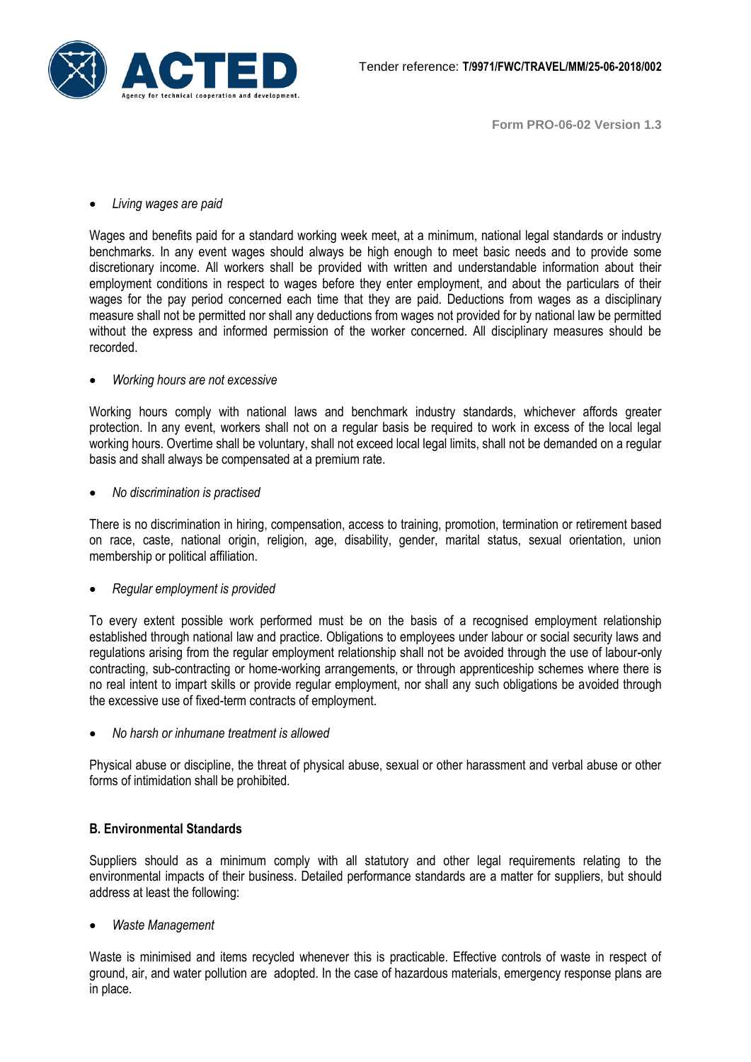- *Living wages are paid*

Wages and benefits paid for a standard working week meet, at a minimum, national legal standards or industry benchmarks. In any event wages should always be high enough to meet basic needs and to provide some discretionary income. All workers shall be provided with written and understandable information about their employment conditions in respect to wages before they enter employment, and about the particulars of their wages for the pay period concerned each time that they are paid. Deductions from wages as a disciplinary measure shall not be permitted nor shall any deductions from wages not provided for by national law be permitted without the express and informed permission of the worker concerned. All disciplinary measures should be recorded.

- *Working hours are not excessive*

Working hours comply with national laws and benchmark industry standards, whichever affords greater protection. In any event, workers shall not on a regular basis be required to work in excess of the local legal working hours. Overtime shall be voluntary, shall not exceed local legal limits, shall not be demanded on a regular basis and shall always be compensated at a premium rate.

- *No discrimination is practised*

There is no discrimination in hiring, compensation, access to training, promotion, termination or retirement based on race, caste, national origin, religion, age, disability, gender, marital status, sexual orientation, union membership or political affiliation.

- *Regular employment is provided*

To every extent possible work performed must be on the basis of a recognised employment relationship established through national law and practice. Obligations to employees under labour or social security laws and regulations arising from the regular employment relationship shall not be avoided through the use of labour-only contracting, sub-contracting or home-working arrangements, or through apprenticeship schemes where there is no real intent to impart skills or provide regular employment, nor shall any such obligations be avoided through the excessive use of fixed-term contracts of employment.

- *No harsh or inhumane treatment is allowed*

Physical abuse or discipline, the threat of physical abuse, sexual or other harassment and verbal abuse or other forms of intimidation shall be prohibited.

**B. Environmental Standards**

Suppliers should as a minimum comply with all statutory and other legal requirements relating to the environmental impacts of their business. Detailed performance standards are a matter for suppliers, but should address at least the following:

- *Waste Management*

Waste is minimised and items recycled whenever this is practicable. Effective controls of waste in respect of ground, air, and water pollution are adopted. In the case of hazardous materials, emergency response plans are in place.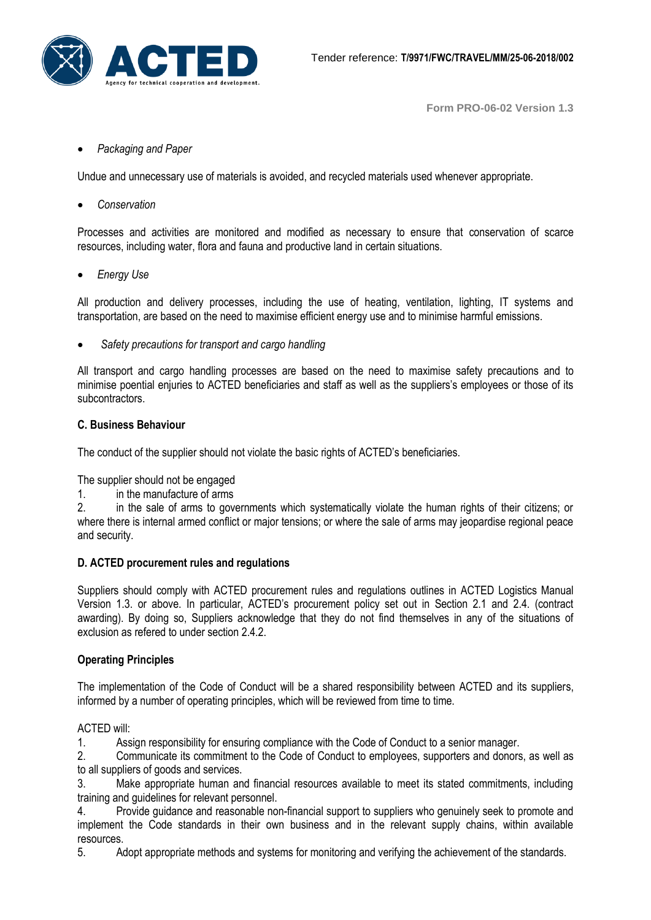- *Packaging and Paper*

Undue and unnecessary use of materials is avoided, and recycled materials used whenever appropriate.

- *Conservation*

Processes and activities are monitored and modified as necessary to ensure that conservation of scarce resources, including water, flora and fauna and productive land in certain situations.

- *Energy Use*

All production and delivery processes, including the use of heating, ventilation, lighting, IT systems and transportation, are based on the need to maximise efficient energy use and to minimise harmful emissions.

- *Safety precautions for transport and cargo handling*

All transport and cargo handling processes are based on the need to maximise safety precautions and to minimise poential enjuries to ACTED beneficiaries and staff as well as the suppliers's employees or those of its subcontractors.

**C. Business Behaviour**

The conduct of the supplier should not violate the basic rights of ACTED's beneficiaries.

The supplier should not be engaged

1. in the manufacture of arms
2. in the sale of arms to governments which systematically violate the human rights of their citizens; or where there is internal armed conflict or major tensions; or where the sale of arms may jeopardise regional peace and security.

**D. ACTED procurement rules and regulations**

Suppliers should comply with ACTED procurement rules and regulations outlines in ACTED Logistics Manual Version 1.3. or above. In particular, ACTED's procurement policy set out in Section 2.1 and 2.4. (contract awarding). By doing so, Suppliers acknowledge that they do not find themselves in any of the situations of exclusion as refered to under section 2.4.2.

**Operating Principles**

The implementation of the Code of Conduct will be a shared responsibility between ACTED and its suppliers, informed by a number of operating principles, which will be reviewed from time to time.

ACTED will:

1. Assign responsibility for ensuring compliance with the Code of Conduct to a senior manager.
2. Communicate its commitment to the Code of Conduct to employees, supporters and donors, as well as to all suppliers of goods and services.
3. Make appropriate human and financial resources available to meet its stated commitments, including training and guidelines for relevant personnel.
4. Provide guidance and reasonable non-financial support to suppliers who genuinely seek to promote and implement the Code standards in their own business and in the relevant supply chains, within available resources.
5. Adopt appropriate methods and systems for monitoring and verifying the achievement of the standards.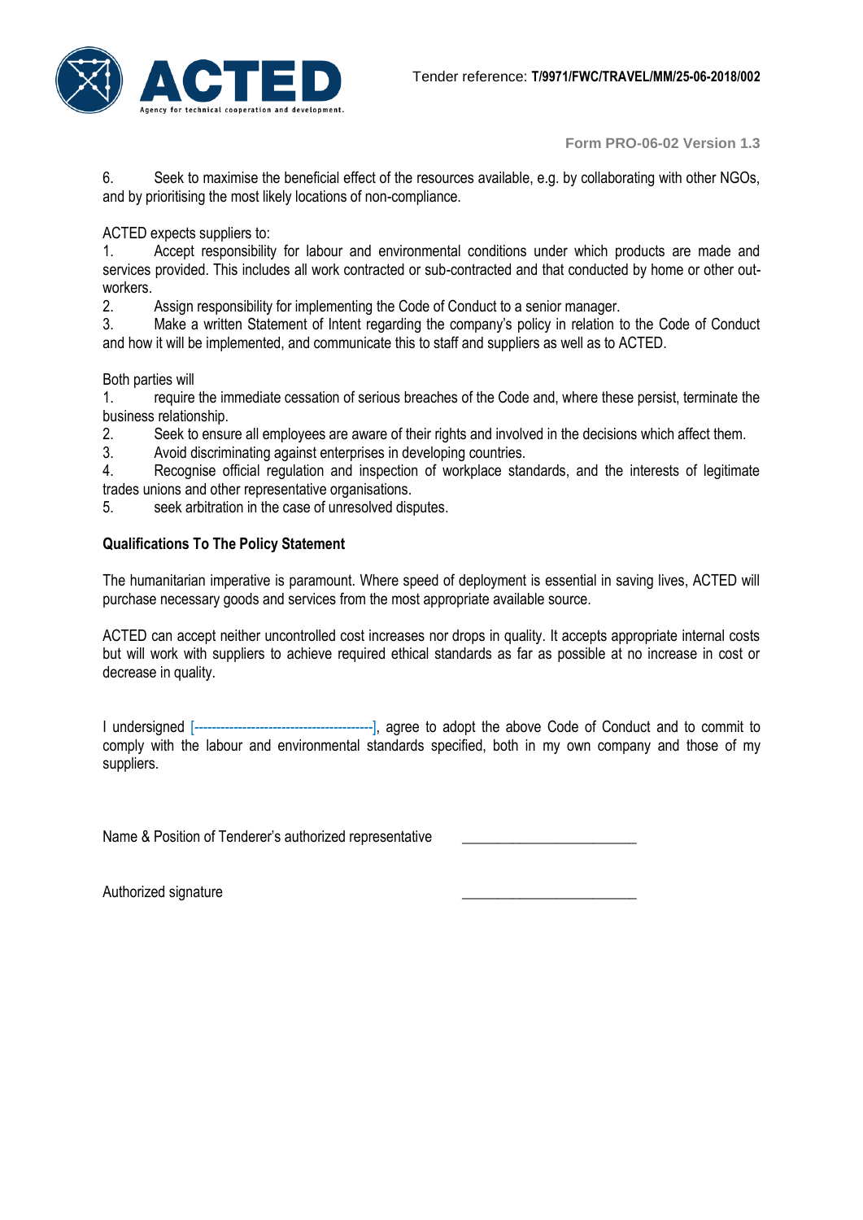6. Seek to maximise the beneficial effect of the resources available, e.g. by collaborating with other NGOs, and by prioritising the most likely locations of non-compliance.

ACTED expects suppliers to:

1. Accept responsibility for labour and environmental conditions under which products are made and services provided. This includes all work contracted or sub-contracted and that conducted by home or other out-workers.
2. Assign responsibility for implementing the Code of Conduct to a senior manager.
3. Make a written Statement of Intent regarding the company's policy in relation to the Code of Conduct and how it will be implemented, and communicate this to staff and suppliers as well as to ACTED.

Both parties will

1. require the immediate cessation of serious breaches of the Code and, where these persist, terminate the business relationship.
2. Seek to ensure all employees are aware of their rights and involved in the decisions which affect them.
3. Avoid discriminating against enterprises in developing countries.
4. Recognise official regulation and inspection of workplace standards, and the interests of legitimate trades unions and other representative organisations.
5. seek arbitration in the case of unresolved disputes.

**Qualifications To The Policy Statement**

The humanitarian imperative is paramount. Where speed of deployment is essential in saving lives, ACTED will purchase necessary goods and services from the most appropriate available source.

ACTED can accept neither uncontrolled cost increases nor drops in quality. It accepts appropriate internal costs but will work with suppliers to achieve required ethical standards as far as possible at no increase in cost or decrease in quality.

I undersigned [-----------------------------------------], agree to adopt the above Code of Conduct and to commit to comply with the labour and environmental standards specified, both in my own company and those of my suppliers.

Name & Position of Tenderer's authorized representative \_\_\_\_\_\_\_\_\_\_\_\_\_\_\_\_\_\_\_\_\_\_\_\_

Authorized signature \_\_\_\_\_\_\_\_\_\_\_\_\_\_\_\_\_\_\_\_\_\_\_\_